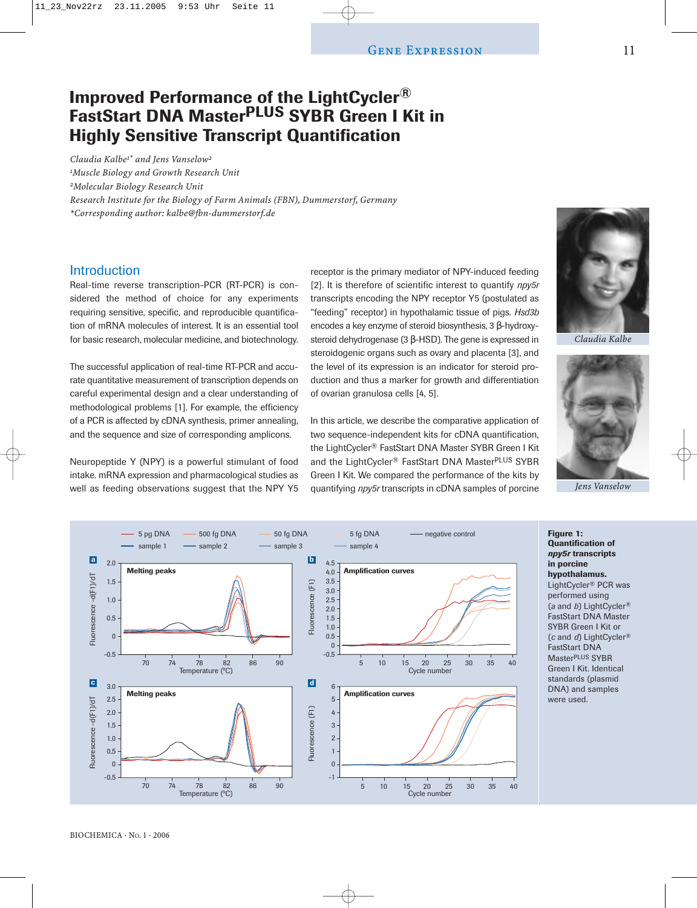# Improved Performance of the LightCycler® FastStart DNA Master$^{PLUS}$ SYBR Green I Kit in Highly Sensitive Transcript Quantification

*Claudia Kalbe[1]\* and Jens Vanselow[2]*
*[1]Muscle Biology and Growth Research Unit*
*[2]Molecular Biology Research Unit*
*Research Institute for the Biology of Farm Animals (FBN), Dummerstorf, Germany*
*\*Corresponding author: kalbe@fbn-dummerstorf.de*

Claudia Kalbe

Jens Vanselow

## Introduction

Real-time reverse transcription-PCR (RT-PCR) is considered the method of choice for any experiments requiring sensitive, specific, and reproducible quantification of mRNA molecules of interest. It is an essential tool for basic research, molecular medicine, and biotechnology.

The successful application of real-time RT-PCR and accurate quantitative measurement of transcription depends on careful experimental design and a clear understanding of methodological problems [1]. For example, the efficiency of a PCR is affected by cDNA synthesis, primer annealing, and the sequence and size of corresponding amplicons.

Neuropeptide Y (NPY) is a powerful stimulant of food intake. mRNA expression and pharmacological studies as well as feeding observations suggest that the NPY Y5 receptor is the primary mediator of NPY-induced feeding [2]. It is therefore of scientific interest to quantify *npy5r* transcripts encoding the NPY receptor Y5 (postulated as "feeding" receptor) in hypothalamic tissue of pigs. *Hsd3b* encodes a key enzyme of steroid biosynthesis, 3 β-hydroxy-steroid dehydrogenase (3 β-HSD). The gene is expressed in steroidogenic organs such as ovary and placenta [3], and the level of its expression is an indicator for steroid production and thus a marker for growth and differentiation of ovarian granulosa cells [4, 5].

In this article, we describe the comparative application of two sequence-independent kits for cDNA quantification, the LightCycler® FastStart DNA Master SYBR Green I Kit and the LightCycler® FastStart DNA Master$^{PLUS}$ SYBR Green I Kit. We compared the performance of the kits by quantifying *npy5r* transcripts in cDNA samples of porcine

**Figure 1: Quantification of *npy5r* transcripts in porcine hypothalamus.** LightCycler® PCR was performed using (*a* and *b*) LightCycler® FastStart DNA Master SYBR Green I Kit or (*c* and *d*) LightCycler® FastStart DNA Master$^{PLUS}$ SYBR Green I Kit. Identical standards (plasmid DNA) and samples were used.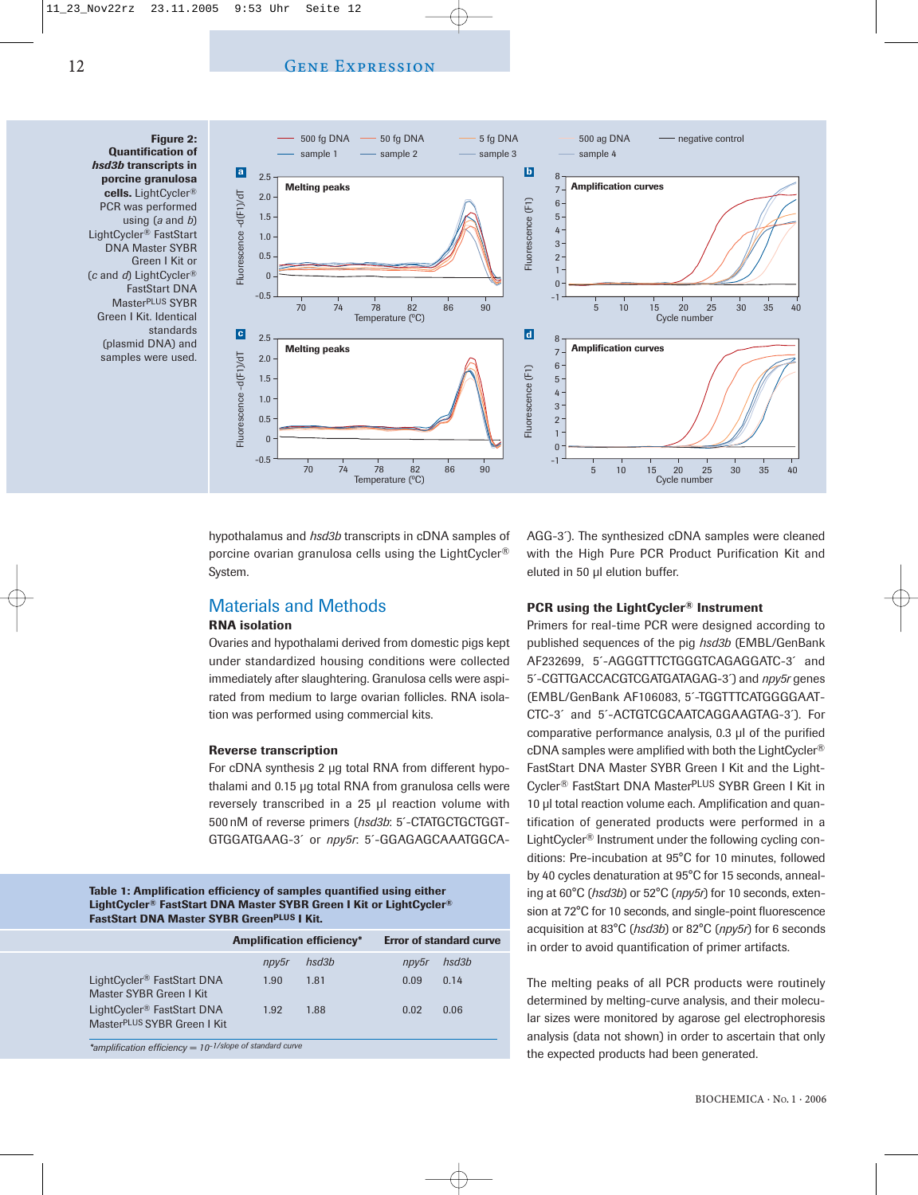**Figure 2: Quantification of *hsd3b* transcripts in porcine granulosa cells.** LightCycler® PCR was performed using (*a* and *b*) LightCycler® FastStart DNA Master SYBR Green I Kit or (*c* and *d*) LightCycler® FastStart DNA Master$^{PLUS}$ SYBR Green I Kit. Identical standards (plasmid DNA) and samples were used.

hypothalamus and *hsd3b* transcripts in cDNA samples of porcine ovarian granulosa cells using the LightCycler® System.

## Materials and Methods

### RNA isolation

Ovaries and hypothalami derived from domestic pigs kept under standardized housing conditions were collected immediately after slaughtering. Granulosa cells were aspirated from medium to large ovarian follicles. RNA isolation was performed using commercial kits.

### Reverse transcription

For cDNA synthesis 2 µg total RNA from different hypothalami and 0.15 µg total RNA from granulosa cells were reversely transcribed in a 25 µl reaction volume with 500 nM of reverse primers (*hsd3b*: 5´-CTATGCTGCTGGTGTGGATGAAG-3´ or *npy5r*: 5´-GGAGAGCAAATGGCAAGG-3´). The synthesized cDNA samples were cleaned with the High Pure PCR Product Purification Kit and eluted in 50 µl elution buffer.

### PCR using the LightCycler® Instrument

Primers for real-time PCR were designed according to published sequences of the pig *hsd3b* (EMBL/GenBank AF232699, 5´-AGGGTTTCTGGGTCAGAGGATC-3´ and 5´-CGTTGACCACGTCGATGATAGAG-3´) and *npy5r* genes (EMBL/GenBank AF106083, 5´-TGGTTTCATGGGGAATCTC-3´ and 5´-ACTGTCGCAATCAGGAAGTAG-3´). For comparative performance analysis, 0.3 µl of the purified cDNA samples were amplified with both the LightCycler® FastStart DNA Master SYBR Green I Kit and the LightCycler® FastStart DNA Master$^{PLUS}$ SYBR Green I Kit in 10 µl total reaction volume each. Amplification and quantification of generated products were performed in a LightCycler® Instrument under the following cycling conditions: Pre-incubation at 95°C for 10 minutes, followed by 40 cycles denaturation at 95°C for 15 seconds, annealing at 60°C (*hsd3b*) or 52°C (*npy5r*) for 10 seconds, extension at 72°C for 10 seconds, and single-point fluorescence acquisition at 83°C (*hsd3b*) or 82°C (*npy5r*) for 6 seconds in order to avoid quantification of primer artifacts.

The melting peaks of all PCR products were routinely determined by melting-curve analysis, and their molecular sizes were monitored by agarose gel electrophoresis analysis (data not shown) in order to ascertain that only the expected products had been generated.

**Table 1: Amplification efficiency of samples quantified using either LightCycler® FastStart DNA Master SYBR Green I Kit or LightCycler® FastStart DNA Master SYBR Green$^{PLUS}$ I Kit.**

| | Amplification efficiency* | | Error of standard curve | |
|---|---|---|---|---|
| | *npy5r* | *hsd3b* | *npy5r* | *hsd3b* |
| LightCycler® FastStart DNA Master SYBR Green I Kit | 1.90 | 1.81 | 0.09 | 0.14 |
| LightCycler® FastStart DNA Master$^{PLUS}$ SYBR Green I Kit | 1.92 | 1.88 | 0.02 | 0.06 |

*amplification efficiency = $10^{-1/\text{slope of standard curve}}$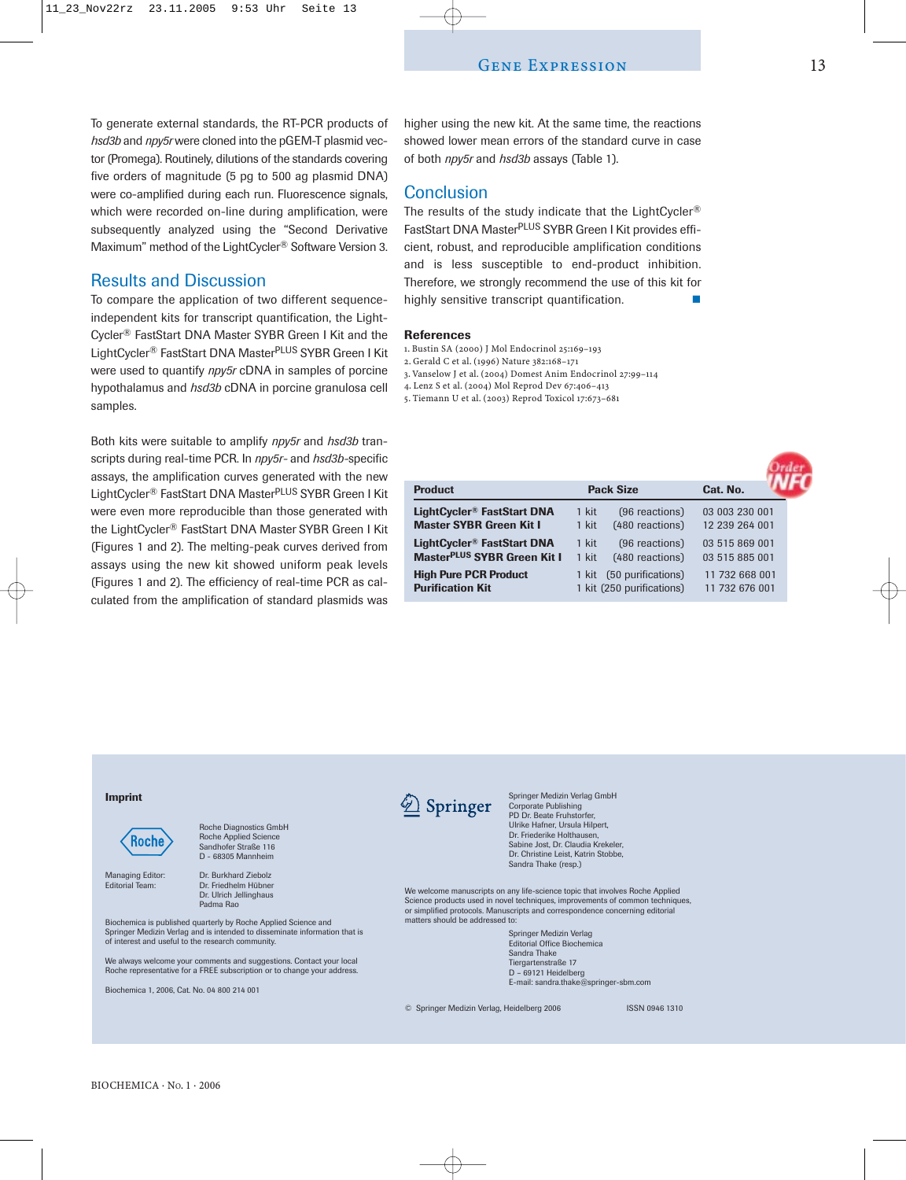To generate external standards, the RT-PCR products of *hsd3b* and *npy5r* were cloned into the pGEM-T plasmid vector (Promega). Routinely, dilutions of the standards covering five orders of magnitude (5 pg to 500 ag plasmid DNA) were co-amplified during each run. Fluorescence signals, which were recorded on-line during amplification, were subsequently analyzed using the "Second Derivative Maximum" method of the LightCycler® Software Version 3.

## Results and Discussion

To compare the application of two different sequence-independent kits for transcript quantification, the LightCycler® FastStart DNA Master SYBR Green I Kit and the LightCycler® FastStart DNA Master$^{PLUS}$ SYBR Green I Kit were used to quantify *npy5r* cDNA in samples of porcine hypothalamus and *hsd3b* cDNA in porcine granulosa cell samples.

Both kits were suitable to amplify *npy5r* and *hsd3b* transcripts during real-time PCR. In *npy5r*- and *hsd3b*-specific assays, the amplification curves generated with the new LightCycler® FastStart DNA Master$^{PLUS}$ SYBR Green I Kit were even more reproducible than those generated with the LightCycler® FastStart DNA Master SYBR Green I Kit (Figures 1 and 2). The melting-peak curves derived from assays using the new kit showed uniform peak levels (Figures 1 and 2). The efficiency of real-time PCR as calculated from the amplification of standard plasmids was higher using the new kit. At the same time, the reactions showed lower mean errors of the standard curve in case of both *npy5r* and *hsd3b* assays (Table 1).

## Conclusion

The results of the study indicate that the LightCycler® FastStart DNA Master$^{PLUS}$ SYBR Green I Kit provides efficient, robust, and reproducible amplification conditions and is less susceptible to end-product inhibition. Therefore, we strongly recommend the use of this kit for highly sensitive transcript quantification.

### References

1. Bustin SA (2000) J Mol Endocrinol 25:169–193
2. Gerald C et al. (1996) Nature 382:168–171
3. Vanselow J et al. (2004) Domest Anim Endocrinol 27:99–114
4. Lenz S et al. (2004) Mol Reprod Dev 67:406–413
5. Tiemann U et al. (2003) Reprod Toxicol 17:673–681

| Product | Pack Size | Cat. No. |
|---|---|---|
| **LightCycler® FastStart DNA Master SYBR Green Kit I** | 1 kit (96 reactions)<br>1 kit (480 reactions) | 03 003 230 001<br>12 239 264 001 |
| **LightCycler® FastStart DNA Master$^{PLUS}$ SYBR Green Kit I** | 1 kit (96 reactions)<br>1 kit (480 reactions) | 03 515 869 001<br>03 515 885 001 |
| **High Pure PCR Product Purification Kit** | 1 kit (50 purifications)<br>1 kit (250 purifications) | 11 732 668 001<br>11 732 676 001 |

Order INFO

**Imprint**

Roche

Roche Diagnostics GmbH
Roche Applied Science
Sandhofer Straße 116
D - 68305 Mannheim

Managing Editor: Dr. Burkhard Ziebolz
Editorial Team: Dr. Friedhelm Hübner
Dr. Ulrich Jellinghaus
Padma Rao

Biochemica is published quarterly by Roche Applied Science and Springer Medizin Verlag and is intended to disseminate information that is of interest and useful to the research community.

We always welcome your comments and suggestions. Contact your local Roche representative for a FREE subscription or to change your address.

Biochemica 1, 2006, Cat. No. 04 800 214 001

Springer

Springer Medizin Verlag GmbH
Corporate Publishing
PD Dr. Beate Fruhstorfer,
Ulrike Hafner, Ursula Hilpert,
Dr. Friederike Holthausen,
Sabine Jost, Dr. Claudia Krekeler,
Dr. Christine Leist, Katrin Stobbe,
Sandra Thake (resp.)

We welcome manuscripts on any life-science topic that involves Roche Applied Science products used in novel techniques, improvements of common techniques, or simplified protocols. Manuscripts and correspondence concerning editorial matters should be addressed to:

Springer Medizin Verlag
Editorial Office Biochemica
Sandra Thake
Tiergartenstraße 17
D – 69121 Heidelberg
E-mail: sandra.thake@springer-sbm.com

© Springer Medizin Verlag, Heidelberg 2006 ISSN 0946 1310